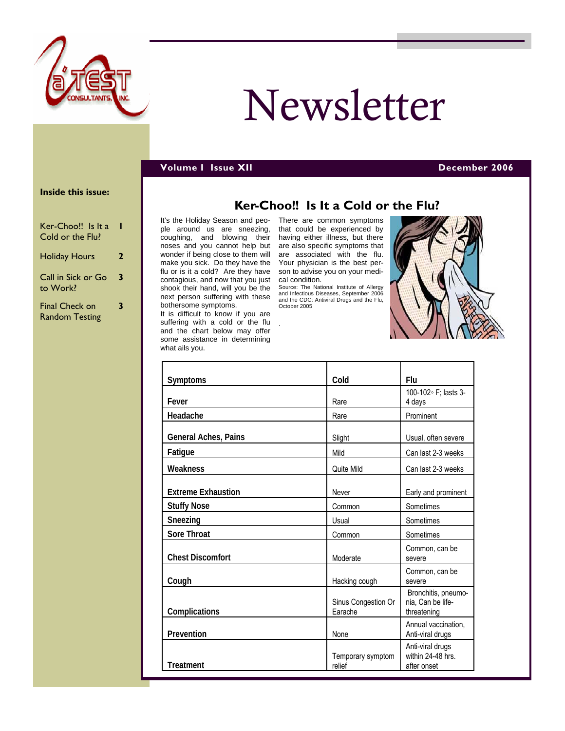# Newsletter

**Volume I Issue XII** — **December 2006**

**Inside this issue:**

| | |
|---|---|
| Ker-Choo!! Is It a Cold or the Flu? | 1 |
| Holiday Hours | 2 |
| Call in Sick or Go to Work? | 3 |
| Final Check on Random Testing | 3 |

## Ker-Choo!! Is It a Cold or the Flu?

It's the Holiday Season and people around us are sneezing, coughing, and blowing their noses and you cannot help but wonder if being close to them will make you sick. Do they have the flu or is it a cold? Are they have contagious, and now that you just shook their hand, will you be the next person suffering with these bothersome symptoms.

It is difficult to know if you are suffering with a cold or the flu and the chart below may offer some assistance in determining what ails you.

There are common symptoms that could be experienced by having either illness, but there are also specific symptoms that are associated with the flu. Your physician is the best person to advise you on your medical condition.

Source: The National Institute of Allergy and Infectious Diseases, September 2006 and the CDC: Antiviral Drugs and the Flu, October 2005

| Symptoms | Cold | Flu |
|---|---|---|
| Fever | Rare | 100-102◦ F; lasts 3-4 days |
| Headache | Rare | Prominent |
| General Aches, Pains | Slight | Usual, often severe |
| Fatigue | Mild | Can last 2-3 weeks |
| Weakness | Quite Mild | Can last 2-3 weeks |
| Extreme Exhaustion | Never | Early and prominent |
| Stuffy Nose | Common | Sometimes |
| Sneezing | Usual | Sometimes |
| Sore Throat | Common | Sometimes |
| Chest Discomfort | Moderate | Common, can be severe |
| Cough | Hacking cough | Common, can be severe |
| Complications | Sinus Congestion Or Earache | Bronchitis, pneumonia, Can be life-threatening |
| Prevention | None | Annual vaccination, Anti-viral drugs |
| Treatment | Temporary symptom relief | Anti-viral drugs within 24-48 hrs. after onset |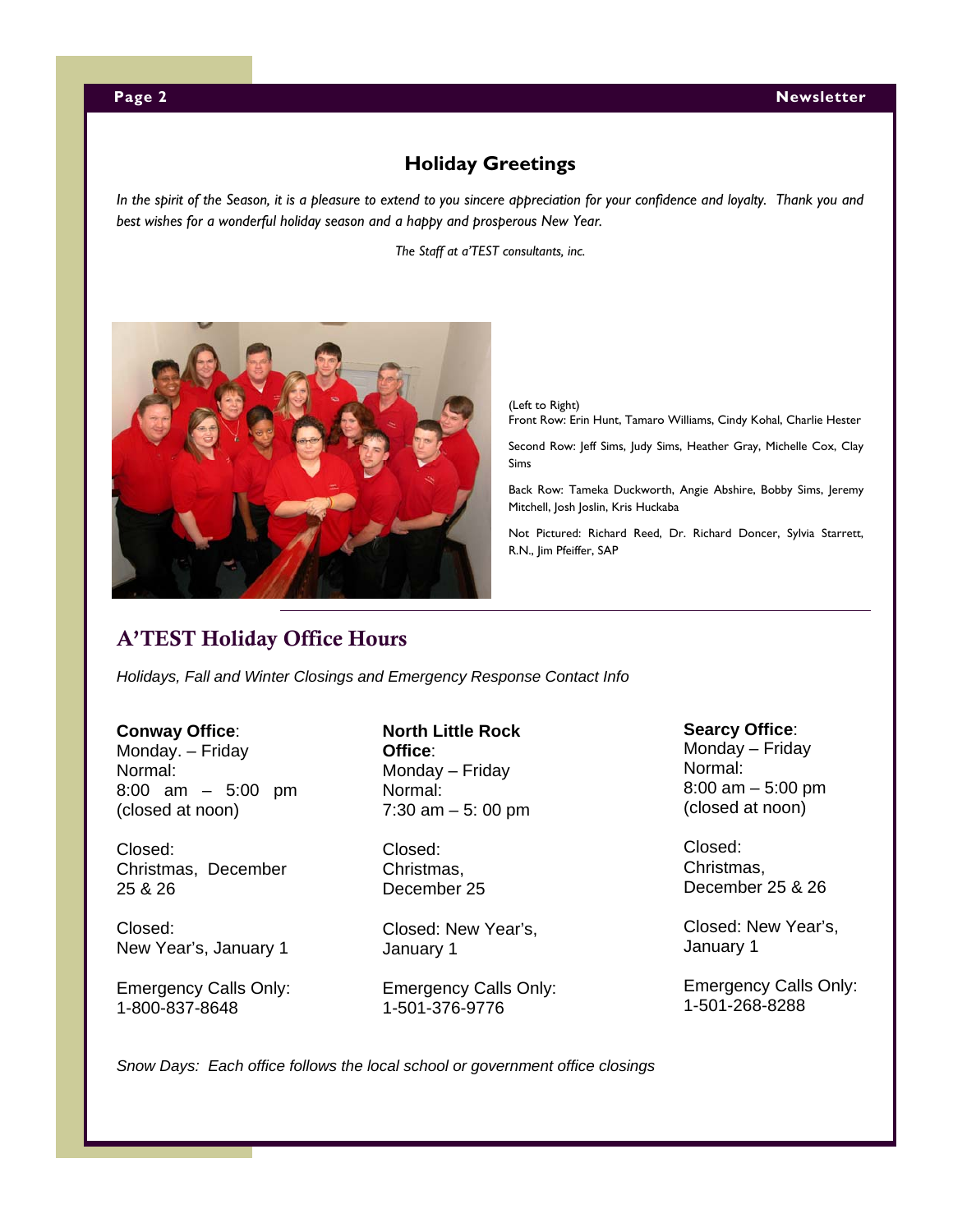## Holiday Greetings

*In the spirit of the Season, it is a pleasure to extend to you sincere appreciation for your confidence and loyalty. Thank you and best wishes for a wonderful holiday season and a happy and prosperous New Year.*

*The Staff at a'TEST consultants, inc.*

(Left to Right)
Front Row: Erin Hunt, Tamaro Williams, Cindy Kohal, Charlie Hester

Second Row: Jeff Sims, Judy Sims, Heather Gray, Michelle Cox, Clay Sims

Back Row: Tameka Duckworth, Angie Abshire, Bobby Sims, Jeremy Mitchell, Josh Joslin, Kris Huckaba

Not Pictured: Richard Reed, Dr. Richard Doncer, Sylvia Starrett, R.N., Jim Pfeiffer, SAP

## A'TEST Holiday Office Hours

*Holidays, Fall and Winter Closings and Emergency Response Contact Info*

**Conway Office**:
Monday. – Friday
Normal:
8:00 am – 5:00 pm
(closed at noon)

Closed:
Christmas, December 25 & 26

Closed:
New Year's, January 1

Emergency Calls Only:
1-800-837-8648

**North Little Rock Office**:
Monday – Friday
Normal:
7:30 am – 5: 00 pm

Closed:
Christmas,
December 25

Closed: New Year's,
January 1

Emergency Calls Only:
1-501-376-9776

**Searcy Office**:
Monday – Friday
Normal:
8:00 am – 5:00 pm
(closed at noon)

Closed:
Christmas,
December 25 & 26

Closed: New Year's,
January 1

Emergency Calls Only:
1-501-268-8288

*Snow Days: Each office follows the local school or government office closings*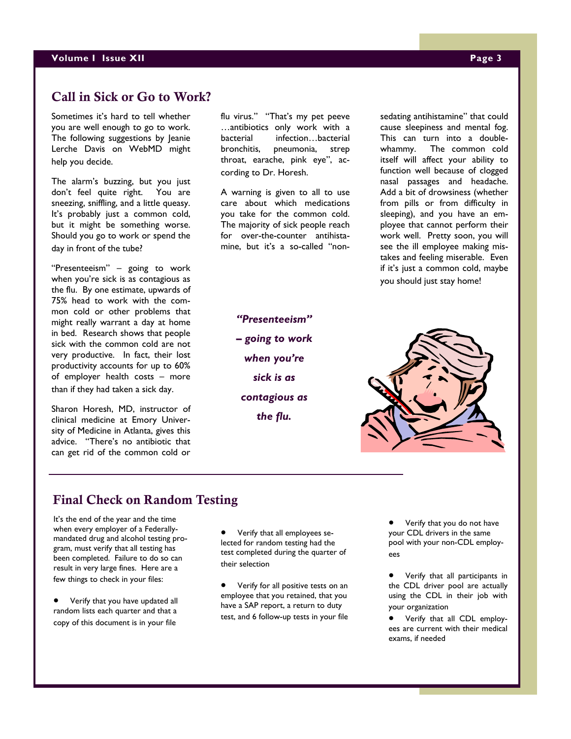## Call in Sick or Go to Work?

Sometimes it's hard to tell whether you are well enough to go to work. The following suggestions by Jeanie Lerche Davis on WebMD might help you decide.

The alarm's buzzing, but you just don't feel quite right. You are sneezing, sniffling, and a little queasy. It's probably just a common cold, but it might be something worse. Should you go to work or spend the day in front of the tube?

"Presenteeism" – going to work when you're sick is as contagious as the flu. By one estimate, upwards of 75% head to work with the common cold or other problems that might really warrant a day at home in bed. Research shows that people sick with the common cold are not very productive. In fact, their lost productivity accounts for up to 60% of employer health costs – more than if they had taken a sick day.

Sharon Horesh, MD, instructor of clinical medicine at Emory University of Medicine in Atlanta, gives this advice. "There's no antibiotic that can get rid of the common cold or flu virus." "That's my pet peeve …antibiotics only work with a bacterial infection…bacterial bronchitis, pneumonia, strep throat, earache, pink eye", according to Dr. Horesh.

A warning is given to all to use care about which medications you take for the common cold. The majority of sick people reach for over-the-counter antihistamine, but it's a so-called "non-sedating antihistamine" that could cause sleepiness and mental fog. This can turn into a double-whammy. The common cold itself will affect your ability to function well because of clogged nasal passages and headache. Add a bit of drowsiness (whether from pills or from difficulty in sleeping), and you have an employee that cannot perform their work well. Pretty soon, you will see the ill employee making mistakes and feeling miserable. Even if it's just a common cold, maybe you should just stay home!

***"Presenteeism" – going to work when you're sick is as contagious as the flu.***

## Final Check on Random Testing

It's the end of the year and the time when every employer of a Federally-mandated drug and alcohol testing program, must verify that all testing has been completed. Failure to do so can result in very large fines. Here are a few things to check in your files:

- Verify that you have updated all random lists each quarter and that a copy of this document is in your file
- Verify that all employees selected for random testing had the test completed during the quarter of their selection
- Verify for all positive tests on an employee that you retained, that you have a SAP report, a return to duty test, and 6 follow-up tests in your file
- Verify that you do not have your CDL drivers in the same pool with your non-CDL employees
- Verify that all participants in the CDL driver pool are actually using the CDL in their job with your organization
- Verify that all CDL employees are current with their medical exams, if needed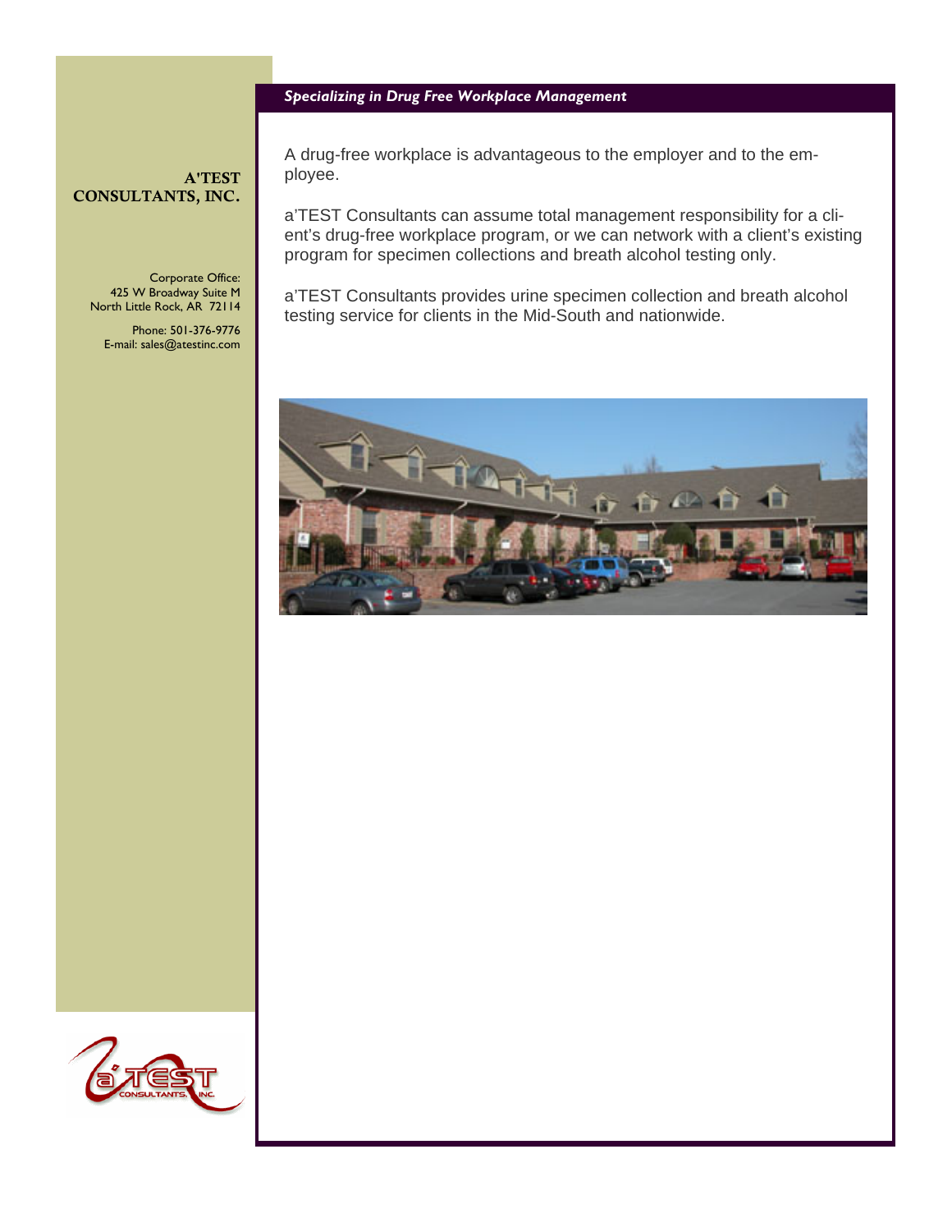*Specializing in Drug Free Workplace Management*

## A'TEST CONSULTANTS, INC.

Corporate Office:
425 W Broadway Suite M
North Little Rock, AR 72114

Phone: 501-376-9776
E-mail: sales@atestinc.com

A drug-free workplace is advantageous to the employer and to the employee.

a'TEST Consultants can assume total management responsibility for a client's drug-free workplace program, or we can network with a client's existing program for specimen collections and breath alcohol testing only.

a'TEST Consultants provides urine specimen collection and breath alcohol testing service for clients in the Mid-South and nationwide.